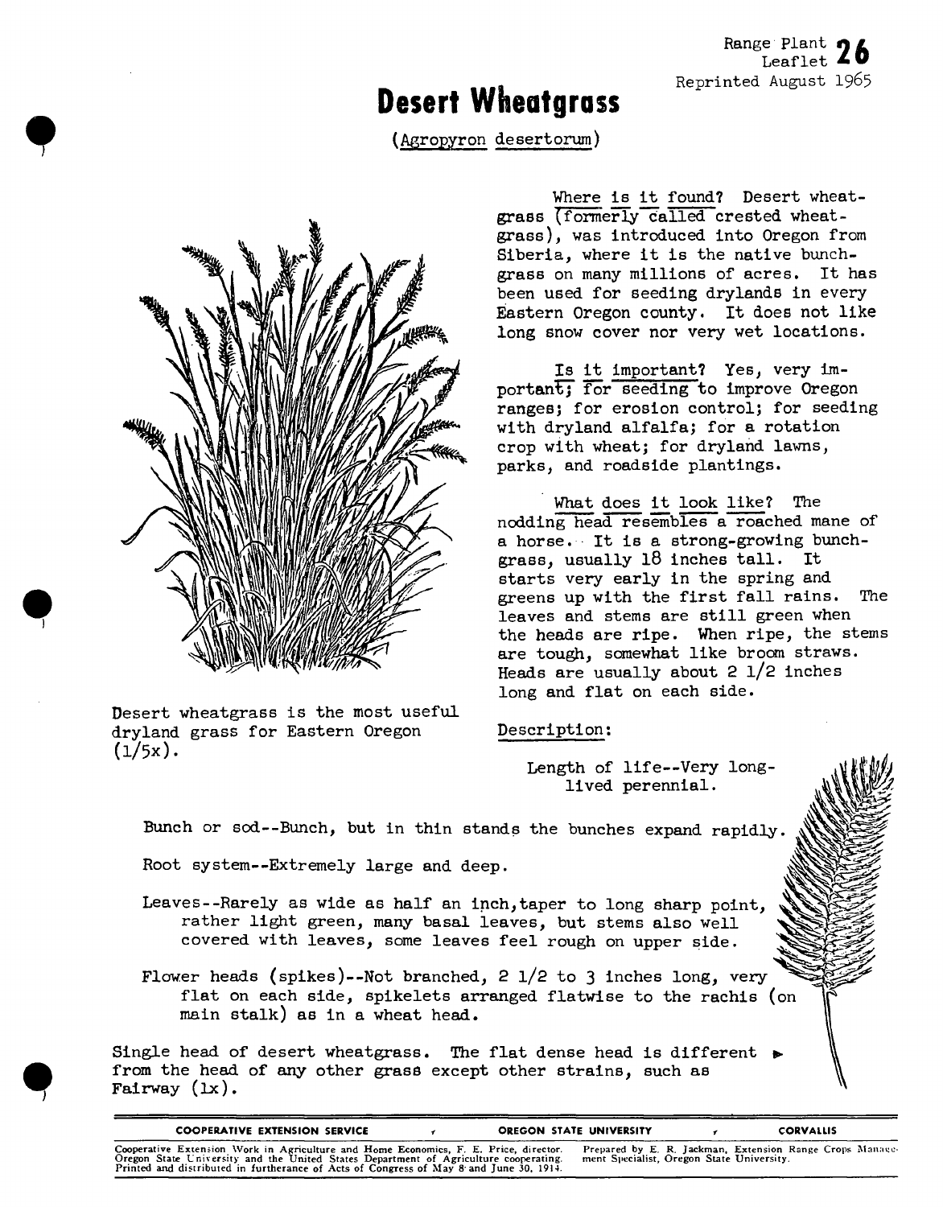Range Plant Leaflet **26**
Reprinted August 1965

# Desert Wheatgrass

(Agropyron desertorum)

Desert wheatgrass is the most useful dryland grass for Eastern Oregon (1/5x).

Where is it found? Desert wheatgrass (formerly called crested wheatgrass), was introduced into Oregon from Siberia, where it is the native bunchgrass on many millions of acres. It has been used for seeding drylands in every Eastern Oregon county. It does not like long snow cover nor very wet locations.

Is it important? Yes, very important; for seeding to improve Oregon ranges; for erosion control; for seeding with dryland alfalfa; for a rotation crop with wheat; for dryland lawns, parks, and roadside plantings.

What does it look like? The nodding head resembles a roached mane of a horse. It is a strong-growing bunchgrass, usually 18 inches tall. It starts very early in the spring and greens up with the first fall rains. The leaves and stems are still green when the heads are ripe. When ripe, the stems are tough, somewhat like broom straws. Heads are usually about 2 1/2 inches long and flat on each side.

Description:

Length of life--Very long-lived perennial.

Bunch or sod--Bunch, but in thin stands the bunches expand rapidly.

Root system--Extremely large and deep.

Leaves--Rarely as wide as half an inch, taper to long sharp point, rather light green, many basal leaves, but stems also well covered with leaves, some leaves feel rough on upper side.

Flower heads (spikes)--Not branched, 2 1/2 to 3 inches long, very flat on each side, spikelets arranged flatwise to the rachis (on main stalk) as in a wheat head.

Single head of desert wheatgrass. The flat dense head is different from the head of any other grass except other strains, such as Fairway (1x).

COOPERATIVE EXTENSION SERVICE • OREGON STATE UNIVERSITY • CORVALLIS

Cooperative Extension Work in Agriculture and Home Economics, F. E. Price, director. Oregon State University and the United States Department of Agriculture cooperating. Printed and distributed in furtherance of Acts of Congress of May 8 and June 30, 1914.

Prepared by E. R. Jackman, Extension Range Crops Management Specialist, Oregon State University.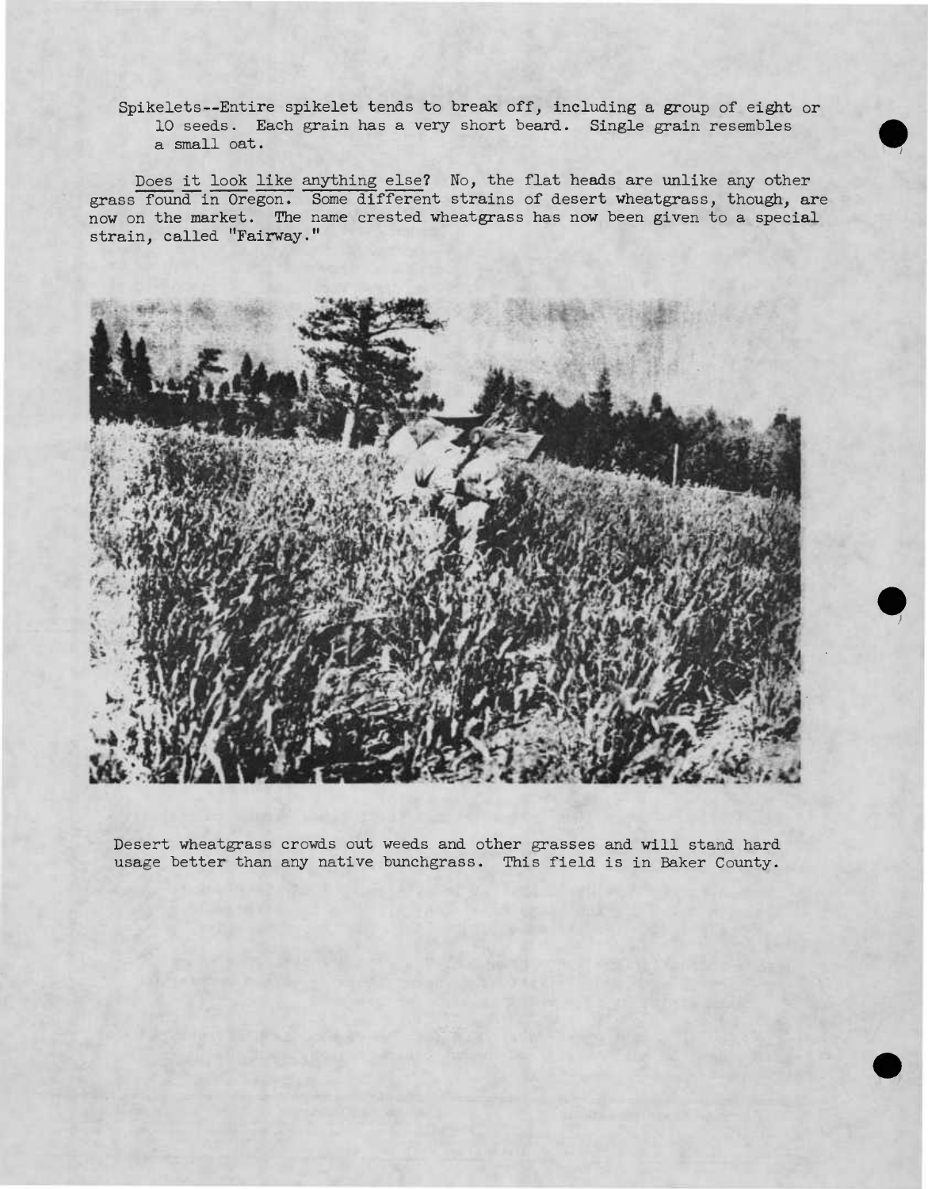Spikelets--Entire spikelet tends to break off, including a group of eight or 10 seeds. Each grain has a very short beard. Single grain resembles a small oat.

Does it look like anything else? No, the flat heads are unlike any other grass found in Oregon. Some different strains of desert wheatgrass, though, are now on the market. The name crested wheatgrass has now been given to a special strain, called "Fairway."

Desert wheatgrass crowds out weeds and other grasses and will stand hard usage better than any native bunchgrass. This field is in Baker County.